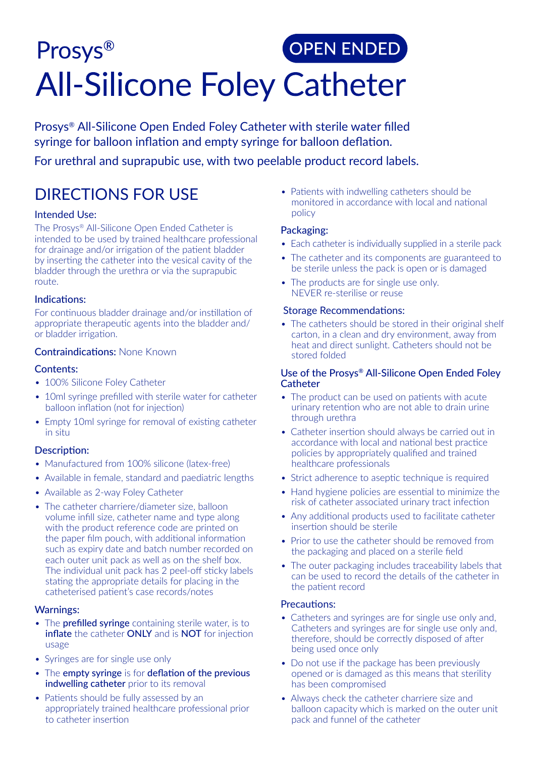# Prosys® All-Silicone Foley Catheter

OPEN ENDED

Prosys® All-Silicone Open Ended Foley Catheter with sterile water filled syringe for balloon inflation and empty syringe for balloon deflation.

For urethral and suprapubic use, with two peelable product record labels.

## DIRECTIONS FOR USE

### Intended Use:

The Prosys® All-Silicone Open Ended Catheter is intended to be used by trained healthcare professional for drainage and/or irrigation of the patient bladder by inserting the catheter into the vesical cavity of the bladder through the urethra or via the suprapubic route.

### Indications:

For continuous bladder drainage and/or instillation of appropriate therapeutic agents into the bladder and/or bladder irrigation.

### Contraindications: None Known

### Contents:

- 100% Silicone Foley Catheter
- 10ml syringe prefilled with sterile water for catheter balloon inflation (not for injection)
- Empty 10ml syringe for removal of existing catheter in situ

### Description:

- Manufactured from 100% silicone (latex-free)
- Available in female, standard and paediatric lengths
- Available as 2-way Foley Catheter
- The catheter charriere/diameter size, balloon volume infill size, catheter name and type along with the product reference code are printed on the paper film pouch, with additional information such as expiry date and batch number recorded on each outer unit pack as well as on the shelf box. The individual unit pack has 2 peel-off sticky labels stating the appropriate details for placing in the catheterised patient's case records/notes

### Warnings:

- The **prefilled syringe** containing sterile water, is to **inflate** the catheter **ONLY** and is **NOT** for injection usage
- Syringes are for single use only
- The **empty syringe** is for **deflation of the previous indwelling catheter** prior to its removal
- Patients should be fully assessed by an appropriately trained healthcare professional prior to catheter insertion
- Patients with indwelling catheters should be monitored in accordance with local and national policy

### Packaging:

- Each catheter is individually supplied in a sterile pack
- The catheter and its components are guaranteed to be sterile unless the pack is open or is damaged
- The products are for single use only. NEVER re-sterilise or reuse

### Storage Recommendations:

- The catheters should be stored in their original shelf carton, in a clean and dry environment, away from heat and direct sunlight. Catheters should not be stored folded

### Use of the Prosys® All-Silicone Open Ended Foley Catheter

- The product can be used on patients with acute urinary retention who are not able to drain urine through urethra
- Catheter insertion should always be carried out in accordance with local and national best practice policies by appropriately qualified and trained healthcare professionals
- Strict adherence to aseptic technique is required
- Hand hygiene policies are essential to minimize the risk of catheter associated urinary tract infection
- Any additional products used to facilitate catheter insertion should be sterile
- Prior to use the catheter should be removed from the packaging and placed on a sterile field
- The outer packaging includes traceability labels that can be used to record the details of the catheter in the patient record

### Precautions:

- Catheters and syringes are for single use only and, Catheters and syringes are for single use only and, therefore, should be correctly disposed of after being used once only
- Do not use if the package has been previously opened or is damaged as this means that sterility has been compromised
- Always check the catheter charriere size and balloon capacity which is marked on the outer unit pack and funnel of the catheter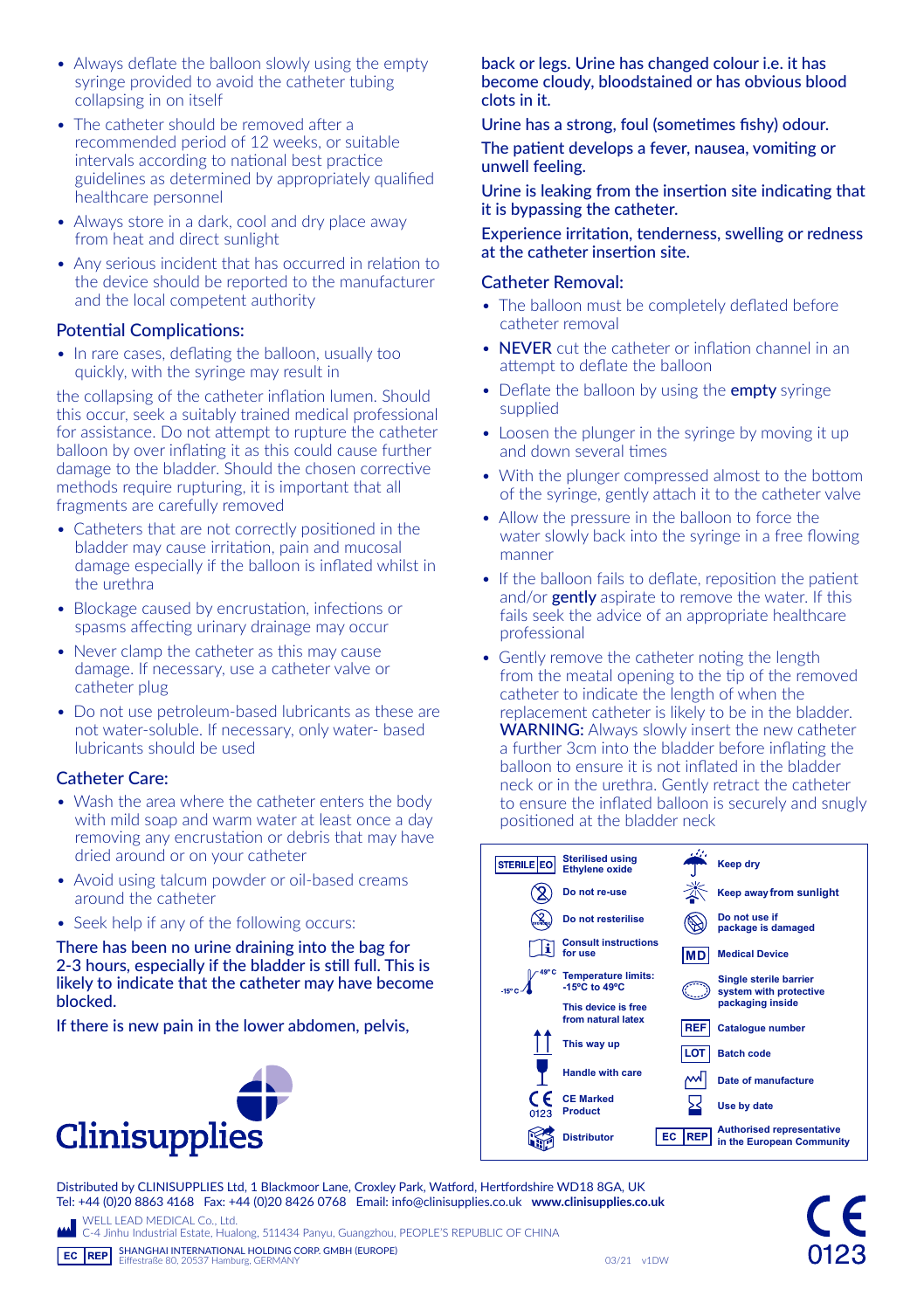- Always deflate the balloon slowly using the empty syringe provided to avoid the catheter tubing collapsing in on itself
- The catheter should be removed after a recommended period of 12 weeks, or suitable intervals according to national best practice guidelines as determined by appropriately qualified healthcare personnel
- Always store in a dark, cool and dry place away from heat and direct sunlight
- Any serious incident that has occurred in relation to the device should be reported to the manufacturer and the local competent authority

## Potential Complications:

- In rare cases, deflating the balloon, usually too quickly, with the syringe may result in

the collapsing of the catheter inflation lumen. Should this occur, seek a suitably trained medical professional for assistance. Do not attempt to rupture the catheter balloon by over inflating it as this could cause further damage to the bladder. Should the chosen corrective methods require rupturing, it is important that all fragments are carefully removed

- Catheters that are not correctly positioned in the bladder may cause irritation, pain and mucosal damage especially if the balloon is inflated whilst in the urethra
- Blockage caused by encrustation, infections or spasms affecting urinary drainage may occur
- Never clamp the catheter as this may cause damage. If necessary, use a catheter valve or catheter plug
- Do not use petroleum-based lubricants as these are not water-soluble. If necessary, only water- based lubricants should be used

## Catheter Care:

- Wash the area where the catheter enters the body with mild soap and warm water at least once a day removing any encrustation or debris that may have dried around or on your catheter
- Avoid using talcum powder or oil-based creams around the catheter
- Seek help if any of the following occurs:

There has been no urine draining into the bag for 2-3 hours, especially if the bladder is still full. This is likely to indicate that the catheter may have become blocked.

If there is new pain in the lower abdomen, pelvis, back or legs. Urine has changed colour i.e. it has become cloudy, bloodstained or has obvious blood clots in it.

Urine has a strong, foul (sometimes fishy) odour.

The patient develops a fever, nausea, vomiting or unwell feeling.

Urine is leaking from the insertion site indicating that it is bypassing the catheter.

Experience irritation, tenderness, swelling or redness at the catheter insertion site.

## Catheter Removal:

- The balloon must be completely deflated before catheter removal
- **NEVER** cut the catheter or inflation channel in an attempt to deflate the balloon
- Deflate the balloon by using the **empty** syringe supplied
- Loosen the plunger in the syringe by moving it up and down several times
- With the plunger compressed almost to the bottom of the syringe, gently attach it to the catheter valve
- Allow the pressure in the balloon to force the water slowly back into the syringe in a free flowing manner
- If the balloon fails to deflate, reposition the patient and/or **gently** aspirate to remove the water. If this fails seek the advice of an appropriate healthcare professional
- Gently remove the catheter noting the length from the meatal opening to the tip of the removed catheter to indicate the length of when the replacement catheter is likely to be in the bladder. **WARNING:** Always slowly insert the new catheter a further 3cm into the bladder before inflating the balloon to ensure it is not inflated in the bladder neck or in the urethra. Gently retract the catheter to ensure the inflated balloon is securely and snugly positioned at the bladder neck

| | | | |
|---|---|---|---|
| STERILE EO | Sterilised using Ethylene oxide | | Keep dry |
| | Do not re-use | | Keep away from sunlight |
| | Do not resterilise | | Do not use if package is damaged |
| | Consult instructions for use | MD | Medical Device |
| -15°C / 49°C | Temperature limits: -15°C to 49°C | | Single sterile barrier system with protective packaging inside |
| | This device is free from natural latex | REF | Catalogue number |
| | This way up | LOT | Batch code |
| | Handle with care | | Date of manufacture |
| CE 0123 | CE Marked Product | | Use by date |
| | Distributor | EC REP | Authorised representative in the European Community |

Clinisupplies

Distributed by CLINISUPPLIES Ltd, 1 Blackmoor Lane, Croxley Park, Watford, Hertfordshire WD18 8GA, UK
Tel: +44 (0)20 8863 4168 Fax: +44 (0)20 8426 0768 Email: info@clinisupplies.co.uk www.clinisupplies.co.uk

WELL LEAD MEDICAL Co., Ltd.
C-4 Jinhu Industrial Estate, Hualong, 511434 Panyu, Guangzhou, PEOPLE'S REPUBLIC OF CHINA

EC REP SHANGHAI INTERNATIONAL HOLDING CORP. GMBH (EUROPE)
Eiffestraße 80, 20537 Hamburg, GERMANY

03/21 v1DW

CE 0123